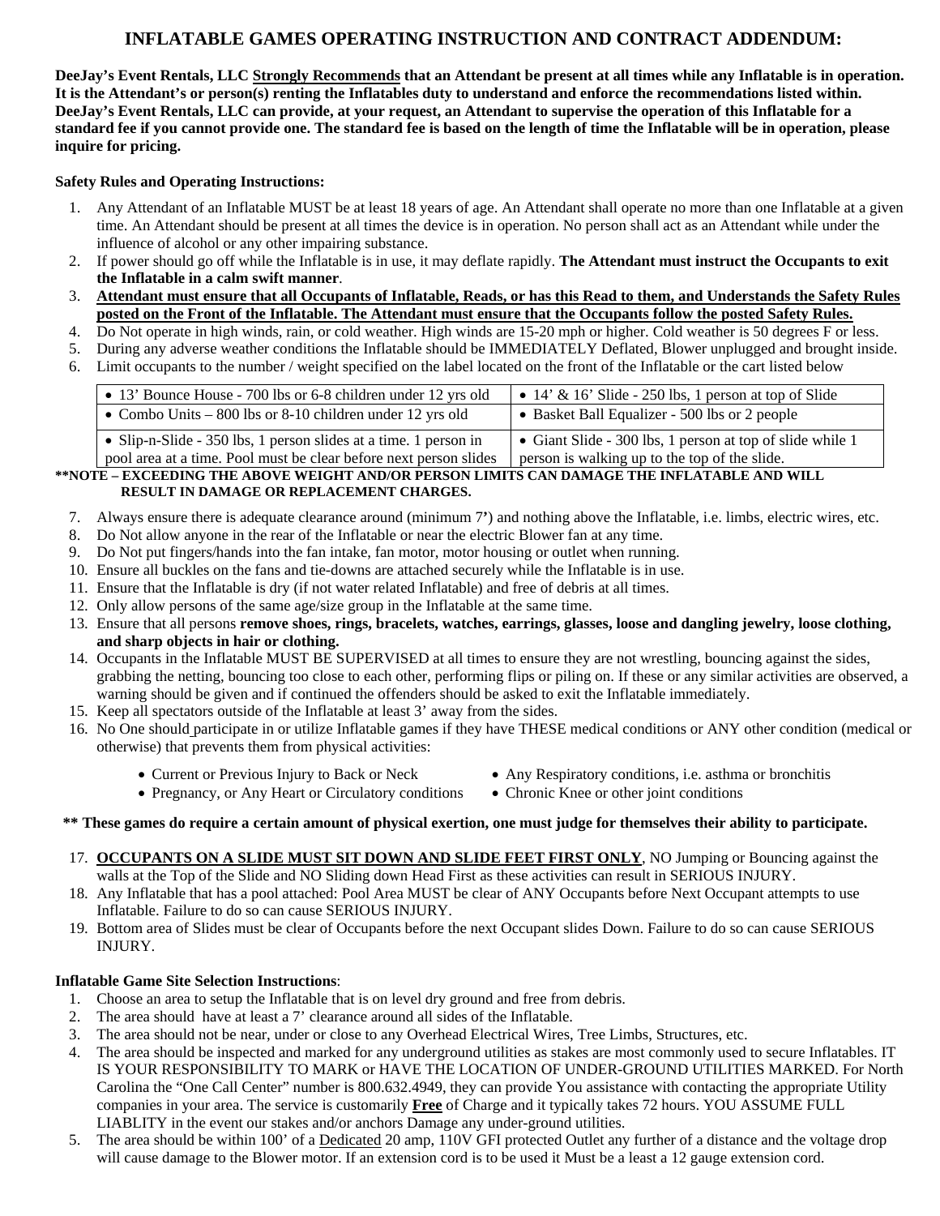# INFLATABLE GAMES OPERATING INSTRUCTION AND CONTRACT ADDENDUM:

**DeeJay's Event Rentals, LLC <u>Strongly Recommends</u> that an Attendant be present at all times while any Inflatable is in operation. It is the Attendant's or person(s) renting the Inflatables duty to understand and enforce the recommendations listed within. DeeJay's Event Rentals, LLC can provide, at your request, an Attendant to supervise the operation of this Inflatable for a standard fee if you cannot provide one. The standard fee is based on the length of time the Inflatable will be in operation, please inquire for pricing.**

**Safety Rules and Operating Instructions:**

1. Any Attendant of an Inflatable MUST be at least 18 years of age. An Attendant shall operate no more than one Inflatable at a given time. An Attendant should be present at all times the device is in operation. No person shall act as an Attendant while under the influence of alcohol or any other impairing substance.
2. If power should go off while the Inflatable is in use, it may deflate rapidly. **The Attendant must instruct the Occupants to exit the Inflatable in a calm swift manner**.
3. **<u>Attendant must ensure that all Occupants of Inflatable, Reads, or has this Read to them, and Understands the Safety Rules posted on the Front of the Inflatable. The Attendant must ensure that the Occupants follow the posted Safety Rules.</u>**
4. Do Not operate in high winds, rain, or cold weather. High winds are 15-20 mph or higher. Cold weather is 50 degrees F or less.
5. During any adverse weather conditions the Inflatable should be IMMEDIATELY Deflated, Blower unplugged and brought inside.
6. Limit occupants to the number / weight specified on the label located on the front of the Inflatable or the cart listed below

| | |
|---|---|
| • 13' Bounce House - 700 lbs or 6-8 children under 12 yrs old | • 14' & 16' Slide - 250 lbs, 1 person at top of Slide |
| • Combo Units – 800 lbs or 8-10 children under 12 yrs old | • Basket Ball Equalizer - 500 lbs or 2 people |
| • Slip-n-Slide - 350 lbs, 1 person slides at a time. 1 person in pool area at a time. Pool must be clear before next person slides | • Giant Slide - 300 lbs, 1 person at top of slide while 1 person is walking up to the top of the slide. |

**\*\*NOTE – EXCEEDING THE ABOVE WEIGHT AND/OR PERSON LIMITS CAN DAMAGE THE INFLATABLE AND WILL RESULT IN DAMAGE OR REPLACEMENT CHARGES.**

7. Always ensure there is adequate clearance around (minimum 7') and nothing above the Inflatable, i.e. limbs, electric wires, etc.
8. Do Not allow anyone in the rear of the Inflatable or near the electric Blower fan at any time.
9. Do Not put fingers/hands into the fan intake, fan motor, motor housing or outlet when running.
10. Ensure all buckles on the fans and tie-downs are attached securely while the Inflatable is in use.
11. Ensure that the Inflatable is dry (if not water related Inflatable) and free of debris at all times.
12. Only allow persons of the same age/size group in the Inflatable at the same time.
13. Ensure that all persons **remove shoes, rings, bracelets, watches, earrings, glasses, loose and dangling jewelry, loose clothing, and sharp objects in hair or clothing.**
14. Occupants in the Inflatable MUST BE SUPERVISED at all times to ensure they are not wrestling, bouncing against the sides, grabbing the netting, bouncing too close to each other, performing flips or piling on. If these or any similar activities are observed, a warning should be given and if continued the offenders should be asked to exit the Inflatable immediately.
15. Keep all spectators outside of the Inflatable at least 3' away from the sides.
16. No One should participate in or utilize Inflatable games if they have THESE medical conditions or ANY other condition (medical or otherwise) that prevents them from physical activities:
    - Current or Previous Injury to Back or Neck
    - Any Respiratory conditions, i.e. asthma or bronchitis
    - Pregnancy, or Any Heart or Circulatory conditions
    - Chronic Knee or other joint conditions

**\*\* These games do require a certain amount of physical exertion, one must judge for themselves their ability to participate.**

17. **<u>OCCUPANTS ON A SLIDE MUST SIT DOWN AND SLIDE FEET FIRST ONLY</u>**, NO Jumping or Bouncing against the walls at the Top of the Slide and NO Sliding down Head First as these activities can result in SERIOUS INJURY.
18. Any Inflatable that has a pool attached: Pool Area MUST be clear of ANY Occupants before Next Occupant attempts to use Inflatable. Failure to do so can cause SERIOUS INJURY.
19. Bottom area of Slides must be clear of Occupants before the next Occupant slides Down. Failure to do so can cause SERIOUS INJURY.

**Inflatable Game Site Selection Instructions**:

1. Choose an area to setup the Inflatable that is on level dry ground and free from debris.
2. The area should have at least a 7' clearance around all sides of the Inflatable.
3. The area should not be near, under or close to any Overhead Electrical Wires, Tree Limbs, Structures, etc.
4. The area should be inspected and marked for any underground utilities as stakes are most commonly used to secure Inflatables. IT IS YOUR RESPONSIBILITY TO MARK or HAVE THE LOCATION OF UNDER-GROUND UTILITIES MARKED. For North Carolina the "One Call Center" number is 800.632.4949, they can provide You assistance with contacting the appropriate Utility companies in your area. The service is customarily **<u>Free</u>** of Charge and it typically takes 72 hours. YOU ASSUME FULL LIABLITY in the event our stakes and/or anchors Damage any under-ground utilities.
5. The area should be within 100' of a <u>Dedicated</u> 20 amp, 110V GFI protected Outlet any further of a distance and the voltage drop will cause damage to the Blower motor. If an extension cord is to be used it Must be a least a 12 gauge extension cord.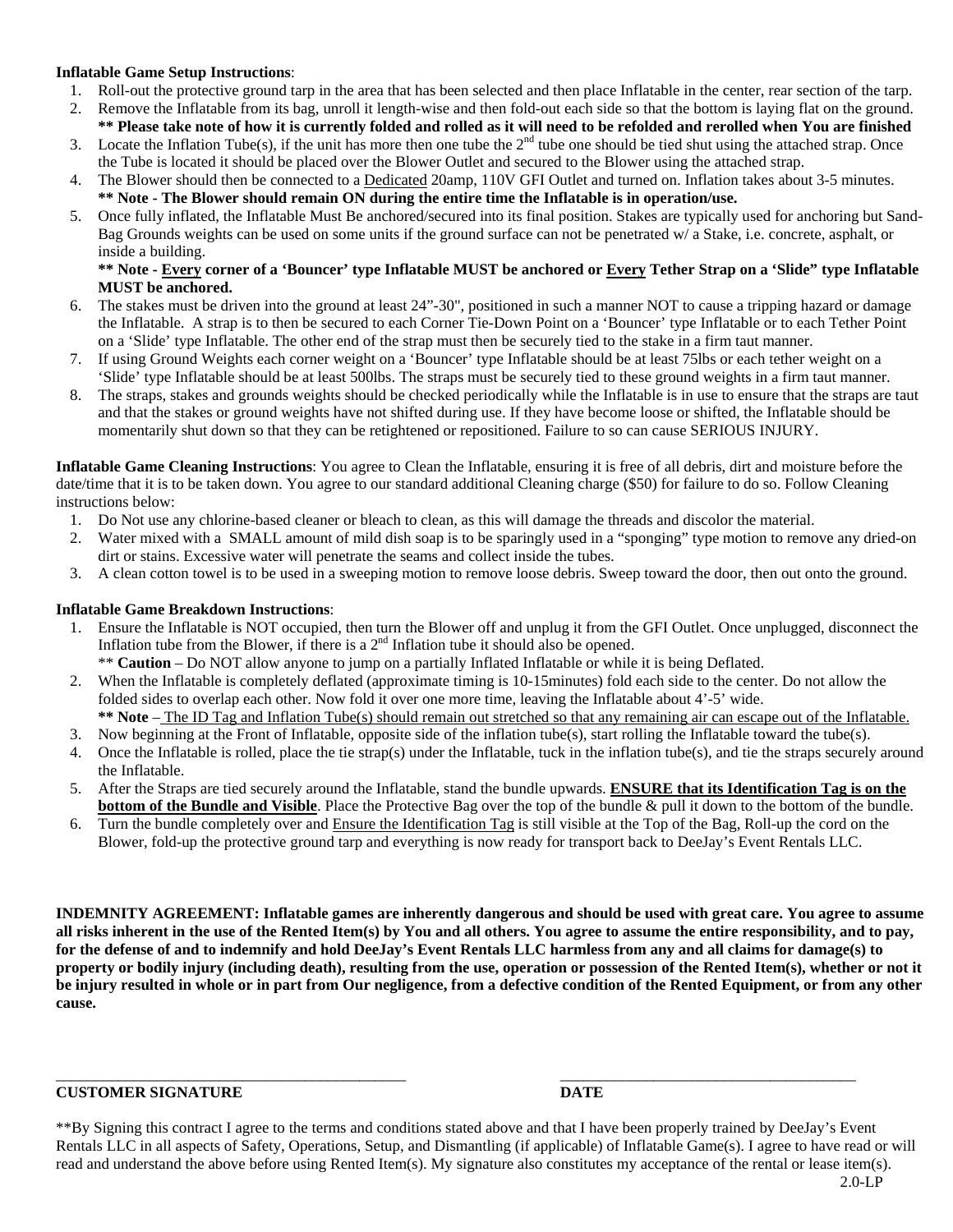**Inflatable Game Setup Instructions**:

1. Roll-out the protective ground tarp in the area that has been selected and then place Inflatable in the center, rear section of the tarp.
2. Remove the Inflatable from its bag, unroll it length-wise and then fold-out each side so that the bottom is laying flat on the ground. **** Please take note of how it is currently folded and rolled as it will need to be refolded and rerolled when You are finished**
3. Locate the Inflation Tube(s), if the unit has more then one tube the 2nd tube one should be tied shut using the attached strap. Once the Tube is located it should be placed over the Blower Outlet and secured to the Blower using the attached strap.
4. The Blower should then be connected to a <u>Dedicated</u> 20amp, 110V GFI Outlet and turned on. Inflation takes about 3-5 minutes. **** Note - The Blower should remain ON during the entire time the Inflatable is in operation/use.**
5. Once fully inflated, the Inflatable Must Be anchored/secured into its final position. Stakes are typically used for anchoring but Sand-Bag Grounds weights can be used on some units if the ground surface can not be penetrated w/ a Stake, i.e. concrete, asphalt, or inside a building.
   **** Note - <u>Every</u> corner of a 'Bouncer' type Inflatable MUST be anchored or <u>Every</u> Tether Strap on a 'Slide" type Inflatable MUST be anchored.**
6. The stakes must be driven into the ground at least 24"-30", positioned in such a manner NOT to cause a tripping hazard or damage the Inflatable. A strap is to then be secured to each Corner Tie-Down Point on a 'Bouncer' type Inflatable or to each Tether Point on a 'Slide' type Inflatable. The other end of the strap must then be securely tied to the stake in a firm taut manner.
7. If using Ground Weights each corner weight on a 'Bouncer' type Inflatable should be at least 75lbs or each tether weight on a 'Slide' type Inflatable should be at least 500lbs. The straps must be securely tied to these ground weights in a firm taut manner.
8. The straps, stakes and grounds weights should be checked periodically while the Inflatable is in use to ensure that the straps are taut and that the stakes or ground weights have not shifted during use. If they have become loose or shifted, the Inflatable should be momentarily shut down so that they can be retightened or repositioned. Failure to so can cause SERIOUS INJURY.

**Inflatable Game Cleaning Instructions**: You agree to Clean the Inflatable, ensuring it is free of all debris, dirt and moisture before the date/time that it is to be taken down. You agree to our standard additional Cleaning charge ($50) for failure to do so. Follow Cleaning instructions below:

1. Do Not use any chlorine-based cleaner or bleach to clean, as this will damage the threads and discolor the material.
2. Water mixed with a SMALL amount of mild dish soap is to be sparingly used in a "sponging" type motion to remove any dried-on dirt or stains. Excessive water will penetrate the seams and collect inside the tubes.
3. A clean cotton towel is to be used in a sweeping motion to remove loose debris. Sweep toward the door, then out onto the ground.

**Inflatable Game Breakdown Instructions**:

1. Ensure the Inflatable is NOT occupied, then turn the Blower off and unplug it from the GFI Outlet. Once unplugged, disconnect the Inflation tube from the Blower, if there is a 2nd Inflation tube it should also be opened.
   ** **Caution** – Do NOT allow anyone to jump on a partially Inflated Inflatable or while it is being Deflated.
2. When the Inflatable is completely deflated (approximate timing is 10-15minutes) fold each side to the center. Do not allow the folded sides to overlap each other. Now fold it over one more time, leaving the Inflatable about 4'-5' wide.
   **** Note –** <u>The ID Tag and Inflation Tube(s) should remain out stretched so that any remaining air can escape out of the Inflatable.</u>
3. Now beginning at the Front of Inflatable, opposite side of the inflation tube(s), start rolling the Inflatable toward the tube(s).
4. Once the Inflatable is rolled, place the tie strap(s) under the Inflatable, tuck in the inflation tube(s), and tie the straps securely around the Inflatable.
5. After the Straps are tied securely around the Inflatable, stand the bundle upwards. **<u>ENSURE that its Identification Tag is on the bottom of the Bundle and Visible</u>**. Place the Protective Bag over the top of the bundle & pull it down to the bottom of the bundle.
6. Turn the bundle completely over and <u>Ensure the Identification Tag</u> is still visible at the Top of the Bag, Roll-up the cord on the Blower, fold-up the protective ground tarp and everything is now ready for transport back to DeeJay's Event Rentals LLC.

**INDEMNITY AGREEMENT: Inflatable games are inherently dangerous and should be used with great care. You agree to assume all risks inherent in the use of the Rented Item(s) by You and all others. You agree to assume the entire responsibility, and to pay, for the defense of and to indemnify and hold DeeJay's Event Rentals LLC harmless from any and all claims for damage(s) to property or bodily injury (including death), resulting from the use, operation or possession of the Rented Item(s), whether or not it be injury resulted in whole or in part from Our negligence, from a defective condition of the Rented Equipment, or from any other cause.**

______________________________________________ ______________________________________

**CUSTOMER SIGNATURE** **DATE**

**By Signing this contract I agree to the terms and conditions stated above and that I have been properly trained by DeeJay's Event Rentals LLC in all aspects of Safety, Operations, Setup, and Dismantling (if applicable) of Inflatable Game(s). I agree to have read or will read and understand the above before using Rented Item(s). My signature also constitutes my acceptance of the rental or lease item(s).

2.0-LP